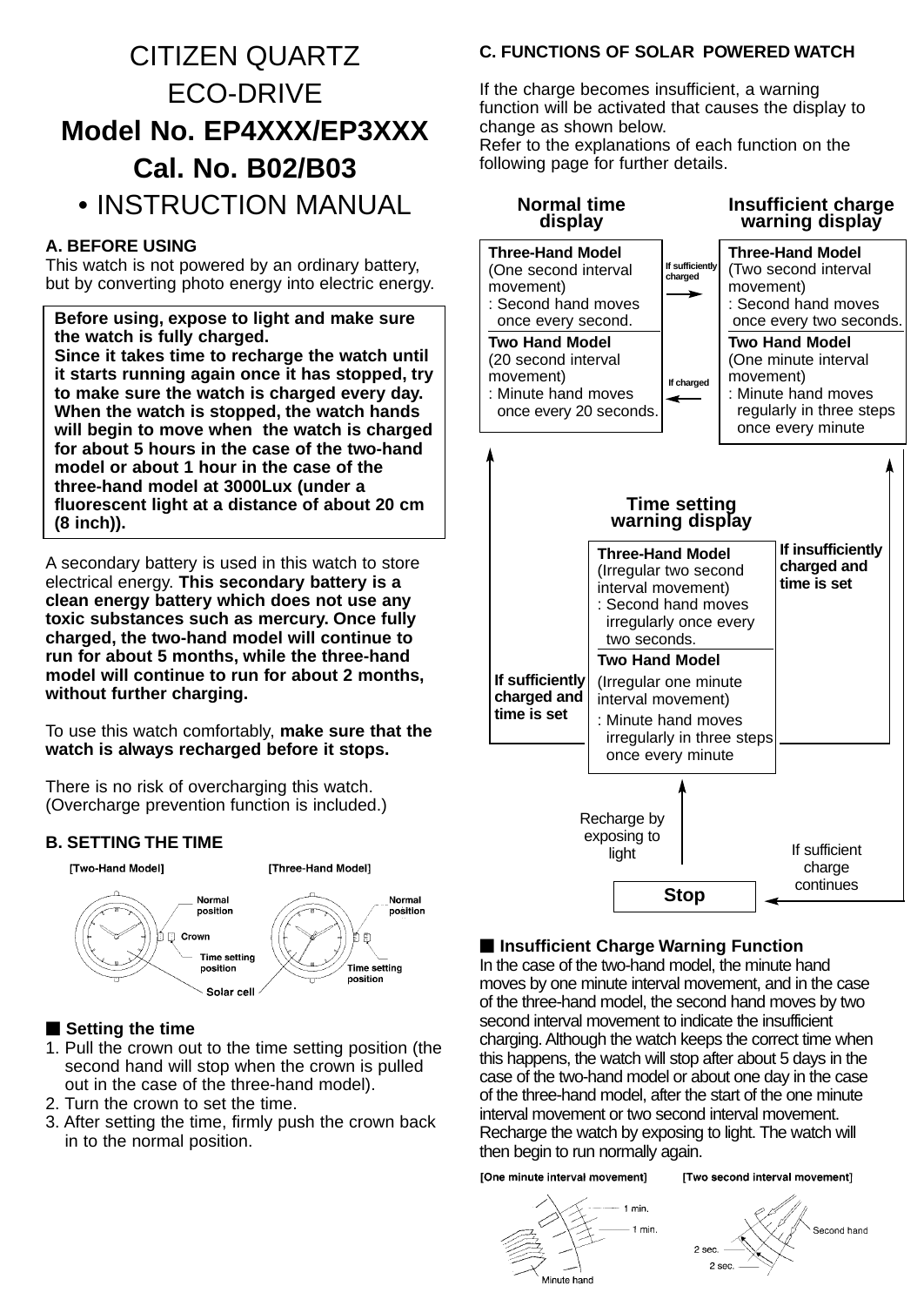# CITIZEN QUARTZ ECO-DRIVE

# Model No. EP4XXX/EP3XXX

# Cal. No. B02/B03

# • INSTRUCTION MANUAL

## A. BEFORE USING

This watch is not powered by an ordinary battery, but by converting photo energy into electric energy.

> **Before using, expose to light and make sure the watch is fully charged.**
> **Since it takes time to recharge the watch until it starts running again once it has stopped, try to make sure the watch is charged every day. When the watch is stopped, the watch hands will begin to move when the watch is charged for about 5 hours in the case of the two-hand model or about 1 hour in the case of the three-hand model at 3000Lux (under a fluorescent light at a distance of about 20 cm (8 inch)).**

A secondary battery is used in this watch to store electrical energy. **This secondary battery is a clean energy battery which does not use any toxic substances such as mercury. Once fully charged, the two-hand model will continue to run for about 5 months, while the three-hand model will continue to run for about 2 months, without further charging.**

To use this watch comfortably, **make sure that the watch is always recharged before it stops.**

There is no risk of overcharging this watch. (Overcharge prevention function is included.)

## B. SETTING THE TIME

[Two-Hand Model] [Three-Hand Model]

Normal position
Crown
Time setting position
Solar cell

### ■ Setting the time

1. Pull the crown out to the time setting position (the second hand will stop when the crown is pulled out in the case of the three-hand model).
2. Turn the crown to set the time.
3. After setting the time, firmly push the crown back in to the normal position.

## C. FUNCTIONS OF SOLAR POWERED WATCH

If the charge becomes insufficient, a warning function will be activated that causes the display to change as shown below.
Refer to the explanations of each function on the following page for further details.

**Normal time display**

**Three-Hand Model** (One second interval movement)
: Second hand moves once every second.

**Two Hand Model** (20 second interval movement)
: Minute hand moves once every 20 seconds.

**Insufficient charge warning display**

**Three-Hand Model** (Two second interval movement)
: Second hand moves once every two seconds.

**Two Hand Model** (One minute interval movement)
: Minute hand moves regularly in three steps once every minute

Normal time display → Insufficient charge warning display: If sufficiently charged
Insufficient charge warning display → Normal time display: If charged

**Time setting warning display**

**Three-Hand Model** (Irregular two second interval movement)
: Second hand moves irregularly once every two seconds.

**Two Hand Model** (Irregular one minute interval movement)
: Minute hand moves irregularly in three steps once every minute

Time setting warning display → Normal time display: **If sufficiently charged and time is set**
Time setting warning display → Insufficient charge warning display: **If insufficiently charged and time is set**
Insufficient charge warning display → Stop: If sufficient charge continues
Stop → Time setting warning display: Recharge by exposing to light

**Stop**

### ■ Insufficient Charge Warning Function

In the case of the two-hand model, the minute hand moves by one minute interval movement, and in the case of the three-hand model, the second hand moves by two second interval movement to indicate the insufficient charging. Although the watch keeps the correct time when this happens, the watch will stop after about 5 days in the case of the two-hand model or about one day in the case of the three-hand model, after the start of the one minute interval movement or two second interval movement. Recharge the watch by exposing to light. The watch will then begin to run normally again.

[One minute interval movement] [Two second interval movement]

1 min. 1 min. Minute hand
Second hand 2 sec. 2 sec.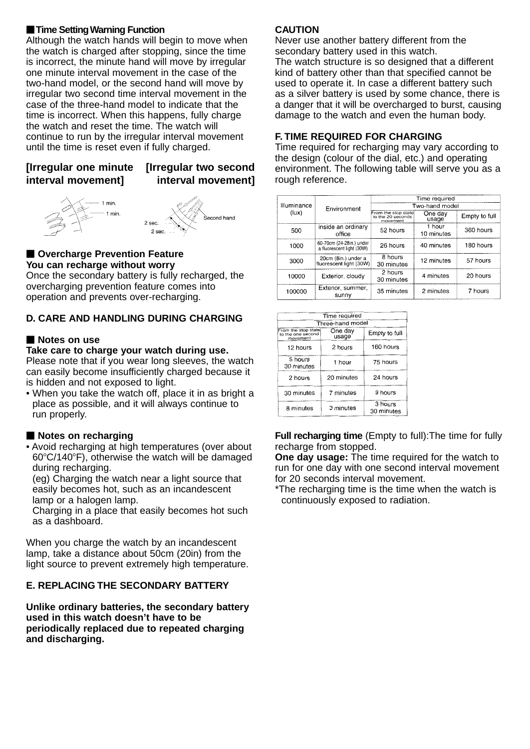■ **Time Setting Warning Function**

Although the watch hands will begin to move when the watch is charged after stopping, since the time is incorrect, the minute hand will move by irregular one minute interval movement in the case of the two-hand model, or the second hand will move by irregular two second time interval movement in the case of the three-hand model to indicate that the time is incorrect. When this happens, fully charge the watch and reset the time. The watch will continue to run by the irregular interval movement until the time is reset even if fully charged.

**[Irregular one minute interval movement]** **[Irregular two second interval movement]**

1 min.
1 min.
2 sec.
2 sec.
Second hand

■ **Overcharge Prevention Feature**

**You can recharge without worry**

Once the secondary battery is fully recharged, the overcharging prevention feature comes into operation and prevents over-recharging.

**D. CARE AND HANDLING DURING CHARGING**

■ **Notes on use**

**Take care to charge your watch during use.**

Please note that if you wear long sleeves, the watch can easily become insufficiently charged because it is hidden and not exposed to light.

- When you take the watch off, place it in as bright a place as possible, and it will always continue to run properly.

■ **Notes on recharging**

- Avoid recharging at high temperatures (over about 60°C/140°F), otherwise the watch will be damaged during recharging.
  (eg) Charging the watch near a light source that easily becomes hot, such as an incandescent lamp or a halogen lamp.
  Charging in a place that easily becomes hot such as a dashboard.

When you charge the watch by an incandescent lamp, take a distance about 50cm (20in) from the light source to prevent extremely high temperature.

**E. REPLACING THE SECONDARY BATTERY**

**Unlike ordinary batteries, the secondary battery used in this watch doesn't have to be periodically replaced due to repeated charging and discharging.**

**CAUTION**

Never use another battery different from the secondary battery used in this watch.
The watch structure is so designed that a different kind of battery other than that specified cannot be used to operate it. In case a different battery such as a silver battery is used by some chance, there is a danger that it will be overcharged to burst, causing damage to the watch and even the human body.

**F. TIME REQUIRED FOR CHARGING**

Time required for recharging may vary according to the design (colour of the dial, etc.) and operating environment. The following table will serve you as a rough reference.

| Illuminance (lux) | Environment | Time required Two-hand model: From the stop state to the 20 seconds movement | One day usage | Empty to full |
|---|---|---|---|---|
| 500 | inside an ordinary office | 52 hours | 1 hour 10 minutes | 360 hours |
| 1000 | 60-70cm (24-28in.) under a fluorescent light (30W) | 26 hours | 40 minutes | 180 hours |
| 3000 | 20cm (8in.) under a fluorescent light (30W) | 8 hours 30 minutes | 12 minutes | 57 hours |
| 10000 | Exterior, cloudy | 2 hours 30 minutes | 4 minutes | 20 hours |
| 100000 | Exterior, summer, sunny | 35 minutes | 2 minutes | 7 hours |

| Time required Three-hand model: From the stop state to the one second movement | One day usage | Empty to full |
|---|---|---|
| 12 hours | 2 hours | 160 hours |
| 5 hours 30 minutes | 1 hour | 75 hours |
| 2 hours | 20 minutes | 24 hours |
| 30 minutes | 7 minutes | 9 hours |
| 8 minutes | 3 minutes | 3 hours 30 minutes |

**Full recharging time** (Empty to full):The time for fully recharge from stopped.
**One day usage:** The time required for the watch to run for one day with one second interval movement for 20 seconds interval movement.
*The recharging time is the time when the watch is continuously exposed to radiation.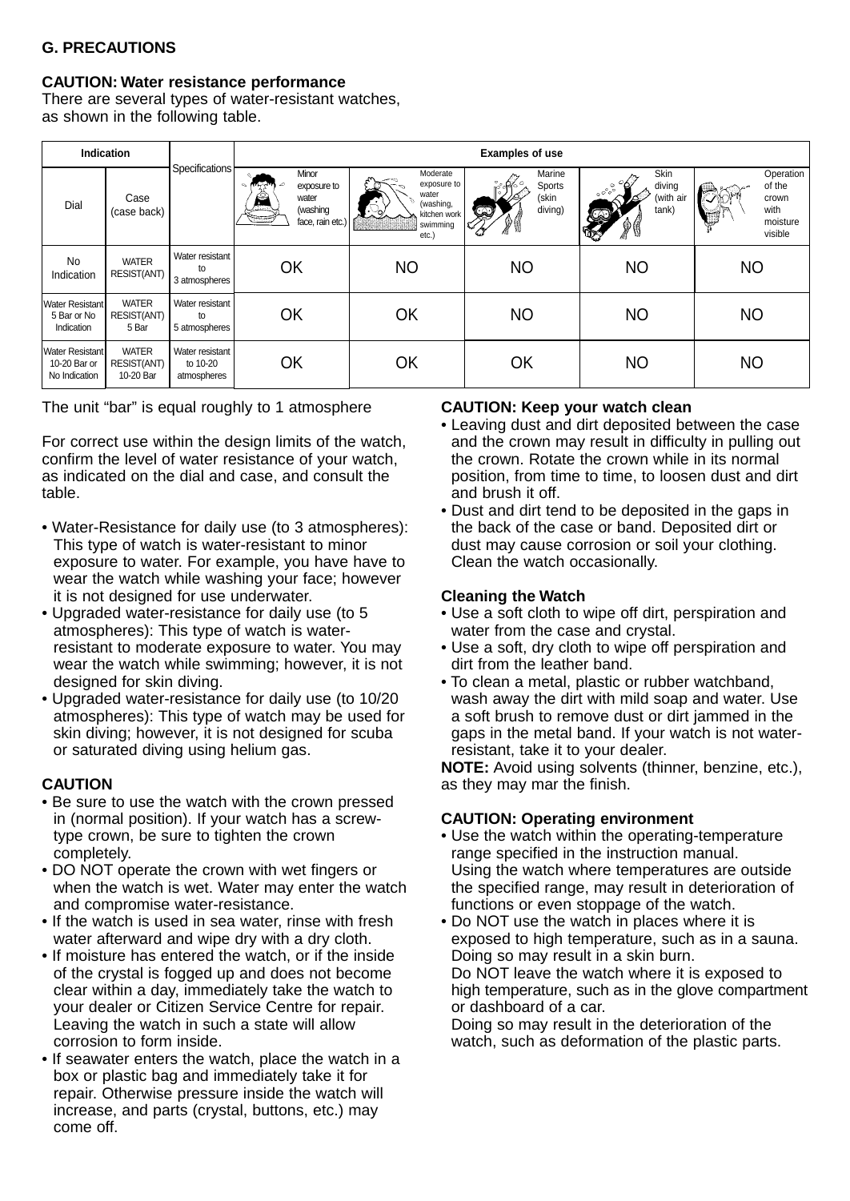## G. PRECAUTIONS

**CAUTION: Water resistance performance**
There are several types of water-resistant watches, as shown in the following table.

| Indication | | Specifications | Examples of use | | | | |
|---|---|---|---|---|---|---|---|
| Dial | Case (case back) | | Minor exposure to water (washing face, rain etc.) | Moderate exposure to water (washing, kitchen work swimming etc.) | Marine Sports (skin diving) | Skin diving (with air tank) | Operation of the crown with moisture visible |
| No Indication | WATER RESIST(ANT) | Water resistant to 3 atmospheres | OK | NO | NO | NO | NO |
| Water Resistant 5 Bar or No Indication | WATER RESIST(ANT) 5 Bar | Water resistant to 5 atmospheres | OK | OK | NO | NO | NO |
| Water Resistant 10-20 Bar or No Indication | WATER RESIST(ANT) 10-20 Bar | Water resistant to 10-20 atmospheres | OK | OK | OK | NO | NO |

The unit "bar" is equal roughly to 1 atmosphere

For correct use within the design limits of the watch, confirm the level of water resistance of your watch, as indicated on the dial and case, and consult the table.

- Water-Resistance for daily use (to 3 atmospheres): This type of watch is water-resistant to minor exposure to water. For example, you have have to wear the watch while washing your face; however it is not designed for use underwater.
- Upgraded water-resistance for daily use (to 5 atmospheres): This type of watch is water-resistant to moderate exposure to water. You may wear the watch while swimming; however, it is not designed for skin diving.
- Upgraded water-resistance for daily use (to 10/20 atmospheres): This type of watch may be used for skin diving; however, it is not designed for scuba or saturated diving using helium gas.

**CAUTION**

- Be sure to use the watch with the crown pressed in (normal position). If your watch has a screw-type crown, be sure to tighten the crown completely.
- DO NOT operate the crown with wet fingers or when the watch is wet. Water may enter the watch and compromise water-resistance.
- If the watch is used in sea water, rinse with fresh water afterward and wipe dry with a dry cloth.
- If moisture has entered the watch, or if the inside of the crystal is fogged up and does not become clear within a day, immediately take the watch to your dealer or Citizen Service Centre for repair. Leaving the watch in such a state will allow corrosion to form inside.
- If seawater enters the watch, place the watch in a box or plastic bag and immediately take it for repair. Otherwise pressure inside the watch will increase, and parts (crystal, buttons, etc.) may come off.

**CAUTION: Keep your watch clean**

- Leaving dust and dirt deposited between the case and the crown may result in difficulty in pulling out the crown. Rotate the crown while in its normal position, from time to time, to loosen dust and dirt and brush it off.
- Dust and dirt tend to be deposited in the gaps in the back of the case or band. Deposited dirt or dust may cause corrosion or soil your clothing. Clean the watch occasionally.

**Cleaning the Watch**

- Use a soft cloth to wipe off dirt, perspiration and water from the case and crystal.
- Use a soft, dry cloth to wipe off perspiration and dirt from the leather band.
- To clean a metal, plastic or rubber watchband, wash away the dirt with mild soap and water. Use a soft brush to remove dust or dirt jammed in the gaps in the metal band. If your watch is not water-resistant, take it to your dealer.

**NOTE:** Avoid using solvents (thinner, benzine, etc.), as they may mar the finish.

**CAUTION: Operating environment**

- Use the watch within the operating-temperature range specified in the instruction manual. Using the watch where temperatures are outside the specified range, may result in deterioration of functions or even stoppage of the watch.
- Do NOT use the watch in places where it is exposed to high temperature, such as in a sauna. Doing so may result in a skin burn. Do NOT leave the watch where it is exposed to high temperature, such as in the glove compartment or dashboard of a car. Doing so may result in the deterioration of the watch, such as deformation of the plastic parts.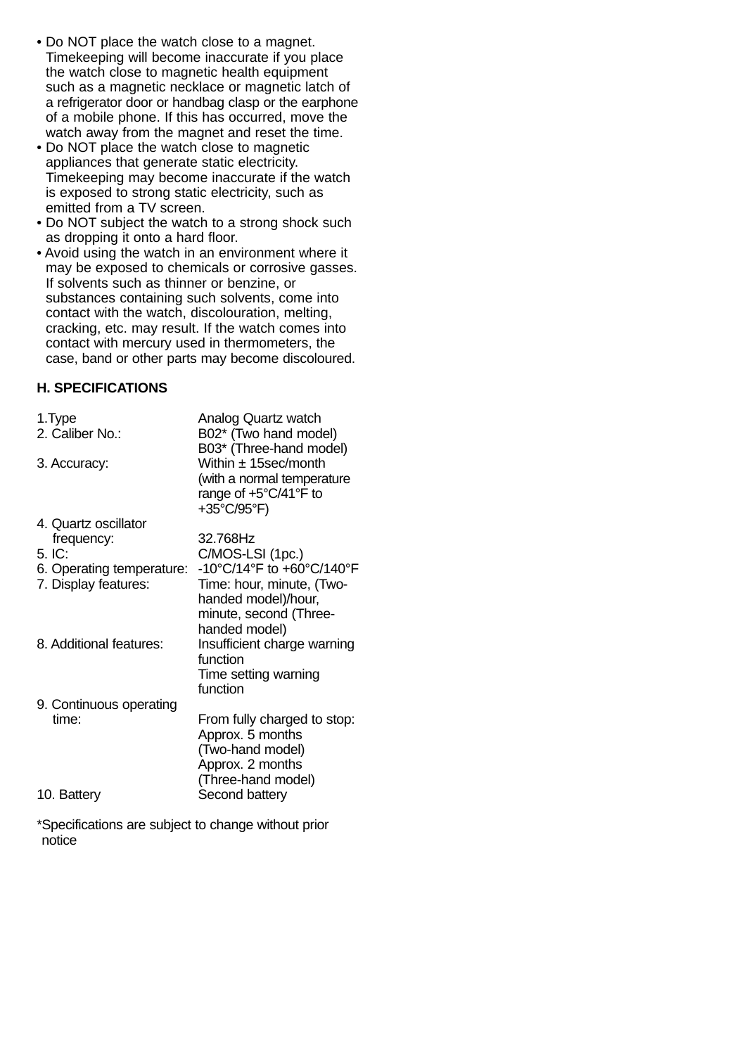- Do NOT place the watch close to a magnet. Timekeeping will become inaccurate if you place the watch close to magnetic health equipment such as a magnetic necklace or magnetic latch of a refrigerator door or handbag clasp or the earphone of a mobile phone. If this has occurred, move the watch away from the magnet and reset the time.
- Do NOT place the watch close to magnetic appliances that generate static electricity. Timekeeping may become inaccurate if the watch is exposed to strong static electricity, such as emitted from a TV screen.
- Do NOT subject the watch to a strong shock such as dropping it onto a hard floor.
- Avoid using the watch in an environment where it may be exposed to chemicals or corrosive gasses. If solvents such as thinner or benzine, or substances containing such solvents, come into contact with the watch, discolouration, melting, cracking, etc. may result. If the watch comes into contact with mercury used in thermometers, the case, band or other parts may become discoloured.

**H. SPECIFICATIONS**

| | |
|---|---|
| 1.Type | Analog Quartz watch |
| 2. Caliber No.: | B02* (Two hand model)<br>B03* (Three-hand model) |
| 3. Accuracy: | Within ± 15sec/month (with a normal temperature range of +5°C/41°F to +35°C/95°F) |
| 4. Quartz oscillator frequency: | 32.768Hz |
| 5. IC: | C/MOS-LSI (1pc.) |
| 6. Operating temperature: | -10°C/14°F to +60°C/140°F |
| 7. Display features: | Time: hour, minute, (Two-handed model)/hour, minute, second (Three-handed model) |
| 8. Additional features: | Insufficient charge warning function<br>Time setting warning function |
| 9. Continuous operating time: | From fully charged to stop:<br>Approx. 5 months (Two-hand model)<br>Approx. 2 months (Three-hand model) |
| 10. Battery | Second battery |

*Specifications are subject to change without prior notice